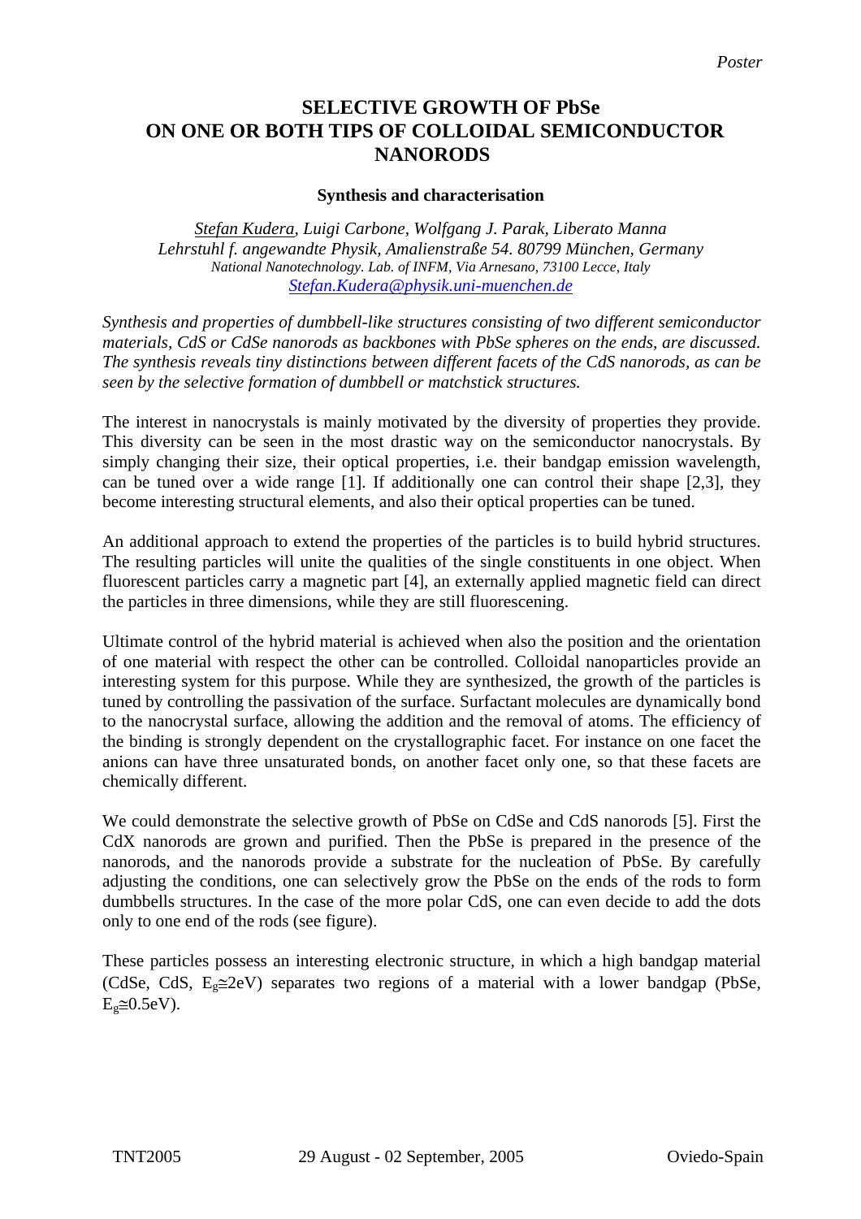Poster

# SELECTIVE GROWTH OF PbSe ON ONE OR BOTH TIPS OF COLLOIDAL SEMICONDUCTOR NANORODS

### Synthesis and characterisation

*Stefan Kudera, Luigi Carbone, Wolfgang J. Parak, Liberato Manna*
*Lehrstuhl f. angewandte Physik, Amalienstraße 54. 80799 München, Germany*
*National Nanotechnology. Lab. of INFM, Via Arnesano, 73100 Lecce, Italy*
*Stefan.Kudera@physik.uni-muenchen.de*

*Synthesis and properties of dumbbell-like structures consisting of two different semiconductor materials, CdS or CdSe nanorods as backbones with PbSe spheres on the ends, are discussed. The synthesis reveals tiny distinctions between different facets of the CdS nanorods, as can be seen by the selective formation of dumbbell or matchstick structures.*

The interest in nanocrystals is mainly motivated by the diversity of properties they provide. This diversity can be seen in the most drastic way on the semiconductor nanocrystals. By simply changing their size, their optical properties, i.e. their bandgap emission wavelength, can be tuned over a wide range [1]. If additionally one can control their shape [2,3], they become interesting structural elements, and also their optical properties can be tuned.

An additional approach to extend the properties of the particles is to build hybrid structures. The resulting particles will unite the qualities of the single constituents in one object. When fluorescent particles carry a magnetic part [4], an externally applied magnetic field can direct the particles in three dimensions, while they are still fluorescening.

Ultimate control of the hybrid material is achieved when also the position and the orientation of one material with respect the other can be controlled. Colloidal nanoparticles provide an interesting system for this purpose. While they are synthesized, the growth of the particles is tuned by controlling the passivation of the surface. Surfactant molecules are dynamically bond to the nanocrystal surface, allowing the addition and the removal of atoms. The efficiency of the binding is strongly dependent on the crystallographic facet. For instance on one facet the anions can have three unsaturated bonds, on another facet only one, so that these facets are chemically different.

We could demonstrate the selective growth of PbSe on CdSe and CdS nanorods [5]. First the CdX nanorods are grown and purified. Then the PbSe is prepared in the presence of the nanorods, and the nanorods provide a substrate for the nucleation of PbSe. By carefully adjusting the conditions, one can selectively grow the PbSe on the ends of the rods to form dumbbells structures. In the case of the more polar CdS, one can even decide to add the dots only to one end of the rods (see figure).

These particles possess an interesting electronic structure, in which a high bandgap material (CdSe, CdS, $E_g \cong 2$eV) separates two regions of a material with a lower bandgap (PbSe, $E_g \cong 0.5$eV).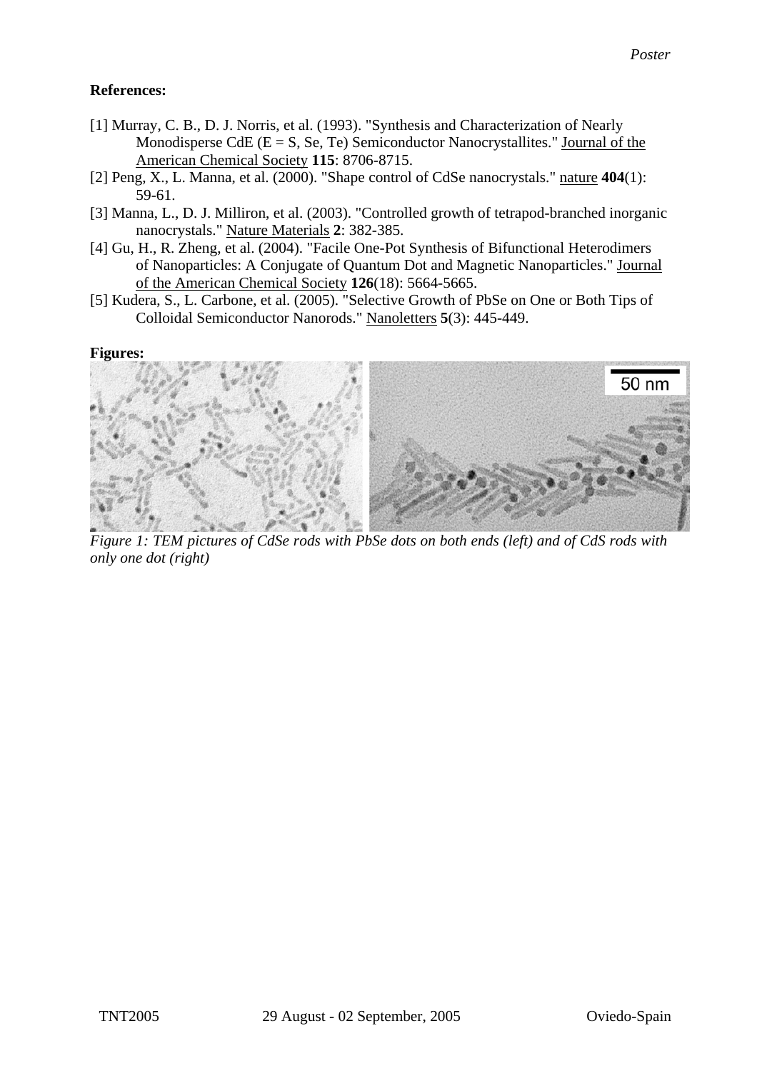**References:**

[1] Murray, C. B., D. J. Norris, et al. (1993). "Synthesis and Characterization of Nearly Monodisperse CdE (E = S, Se, Te) Semiconductor Nanocrystallites." Journal of the American Chemical Society **115**: 8706-8715.

[2] Peng, X., L. Manna, et al. (2000). "Shape control of CdSe nanocrystals." nature **404**(1): 59-61.

[3] Manna, L., D. J. Milliron, et al. (2003). "Controlled growth of tetrapod-branched inorganic nanocrystals." Nature Materials **2**: 382-385.

[4] Gu, H., R. Zheng, et al. (2004). "Facile One-Pot Synthesis of Bifunctional Heterodimers of Nanoparticles: A Conjugate of Quantum Dot and Magnetic Nanoparticles." Journal of the American Chemical Society **126**(18): 5664-5665.

[5] Kudera, S., L. Carbone, et al. (2005). "Selective Growth of PbSe on One or Both Tips of Colloidal Semiconductor Nanorods." Nanoletters **5**(3): 445-449.

**Figures:**

50 nm

*Figure 1: TEM pictures of CdSe rods with PbSe dots on both ends (left) and of CdS rods with only one dot (right)*